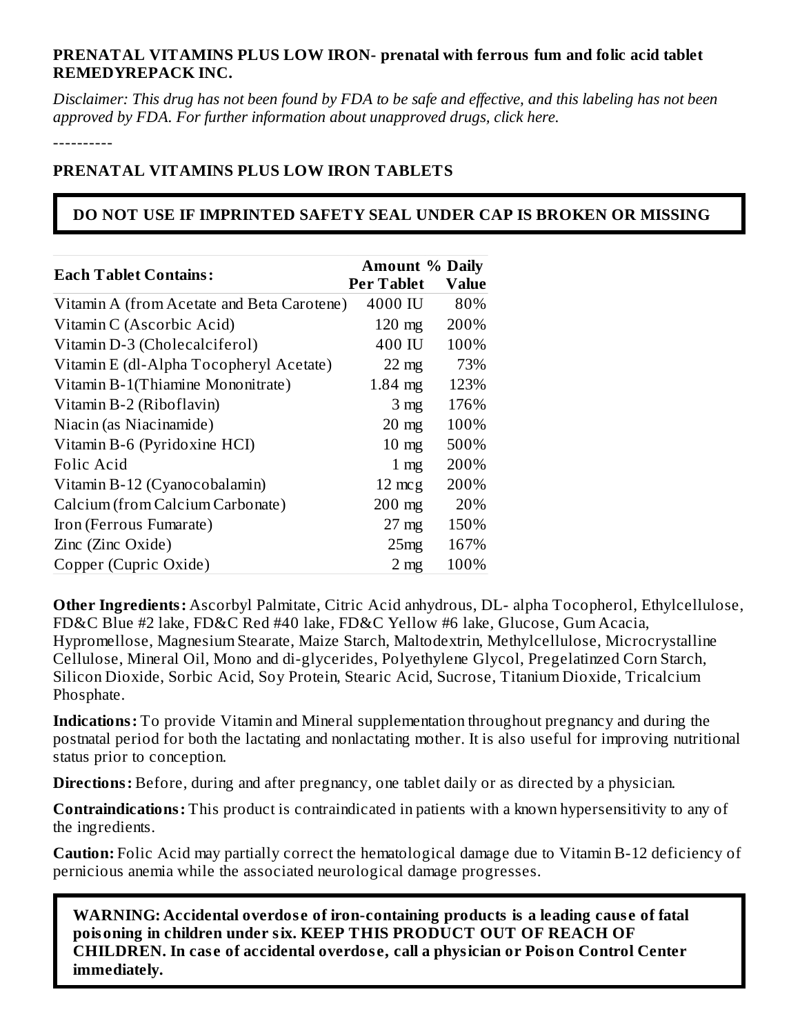**PRENATAL VITAMINS PLUS LOW IRON- prenatal with ferrous fum and folic acid tablet**
**REMEDYREPACK INC.**

*Disclaimer: This drug has not been found by FDA to be safe and effective, and this labeling has not been approved by FDA. For further information about unapproved drugs, click here.*

----------

**PRENATAL VITAMINS PLUS LOW IRON TABLETS**

**DO NOT USE IF IMPRINTED SAFETY SEAL UNDER CAP IS BROKEN OR MISSING**

| Each Tablet Contains: | Amount Per Tablet | % Daily Value |
|---|---|---|
| Vitamin A (from Acetate and Beta Carotene) | 4000 IU | 80% |
| Vitamin C (Ascorbic Acid) | 120 mg | 200% |
| Vitamin D-3 (Cholecalciferol) | 400 IU | 100% |
| Vitamin E (dl-Alpha Tocopheryl Acetate) | 22 mg | 73% |
| Vitamin B-1(Thiamine Mononitrate) | 1.84 mg | 123% |
| Vitamin B-2 (Riboflavin) | 3 mg | 176% |
| Niacin (as Niacinamide) | 20 mg | 100% |
| Vitamin B-6 (Pyridoxine HCI) | 10 mg | 500% |
| Folic Acid | 1 mg | 200% |
| Vitamin B-12 (Cyanocobalamin) | 12 mcg | 200% |
| Calcium (from Calcium Carbonate) | 200 mg | 20% |
| Iron (Ferrous Fumarate) | 27 mg | 150% |
| Zinc (Zinc Oxide) | 25mg | 167% |
| Copper (Cupric Oxide) | 2 mg | 100% |

**Other Ingredients:** Ascorbyl Palmitate, Citric Acid anhydrous, DL- alpha Tocopherol, Ethylcellulose, FD&C Blue #2 lake, FD&C Red #40 lake, FD&C Yellow #6 lake, Glucose, Gum Acacia, Hypromellose, Magnesium Stearate, Maize Starch, Maltodextrin, Methylcellulose, Microcrystalline Cellulose, Mineral Oil, Mono and di-glycerides, Polyethylene Glycol, Pregelatinzed Corn Starch, Silicon Dioxide, Sorbic Acid, Soy Protein, Stearic Acid, Sucrose, Titanium Dioxide, Tricalcium Phosphate.

**Indications:** To provide Vitamin and Mineral supplementation throughout pregnancy and during the postnatal period for both the lactating and nonlactating mother. It is also useful for improving nutritional status prior to conception.

**Directions:** Before, during and after pregnancy, one tablet daily or as directed by a physician.

**Contraindications:** This product is contraindicated in patients with a known hypersensitivity to any of the ingredients.

**Caution:** Folic Acid may partially correct the hematological damage due to Vitamin B-12 deficiency of pernicious anemia while the associated neurological damage progresses.

**WARNING: Accidental overdose of iron-containing products is a leading cause of fatal poisoning in children under six. KEEP THIS PRODUCT OUT OF REACH OF CHILDREN. In case of accidental overdose, call a physician or Poison Control Center immediately.**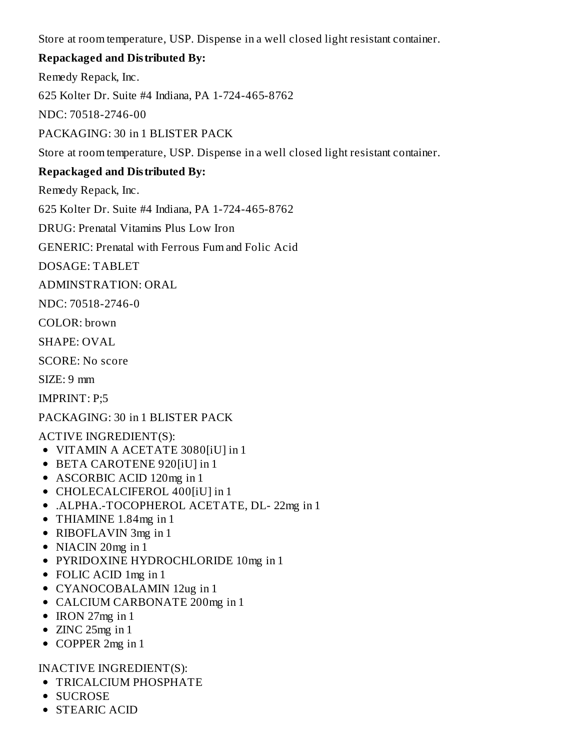Store at room temperature, USP. Dispense in a well closed light resistant container.

**Repackaged and Distributed By:**

Remedy Repack, Inc.

625 Kolter Dr. Suite #4 Indiana, PA 1-724-465-8762

NDC: 70518-2746-00

PACKAGING: 30 in 1 BLISTER PACK

Store at room temperature, USP. Dispense in a well closed light resistant container.

**Repackaged and Distributed By:**

Remedy Repack, Inc.

625 Kolter Dr. Suite #4 Indiana, PA 1-724-465-8762

DRUG: Prenatal Vitamins Plus Low Iron

GENERIC: Prenatal with Ferrous Fum and Folic Acid

DOSAGE: TABLET

ADMINSTRATION: ORAL

NDC: 70518-2746-0

COLOR: brown

SHAPE: OVAL

SCORE: No score

SIZE: 9 mm

IMPRINT: P;5

PACKAGING: 30 in 1 BLISTER PACK

ACTIVE INGREDIENT(S):

- VITAMIN A ACETATE 3080[iU] in 1
- BETA CAROTENE 920[iU] in 1
- ASCORBIC ACID 120mg in 1
- CHOLECALCIFEROL 400[iU] in 1
- .ALPHA.-TOCOPHEROL ACETATE, DL- 22mg in 1
- THIAMINE 1.84mg in 1
- RIBOFLAVIN 3mg in 1
- NIACIN 20mg in 1
- PYRIDOXINE HYDROCHLORIDE 10mg in 1
- FOLIC ACID 1mg in 1
- CYANOCOBALAMIN 12ug in 1
- CALCIUM CARBONATE 200mg in 1
- IRON 27mg in 1
- ZINC 25mg in 1
- COPPER 2mg in 1

INACTIVE INGREDIENT(S):

- TRICALCIUM PHOSPHATE
- SUCROSE
- STEARIC ACID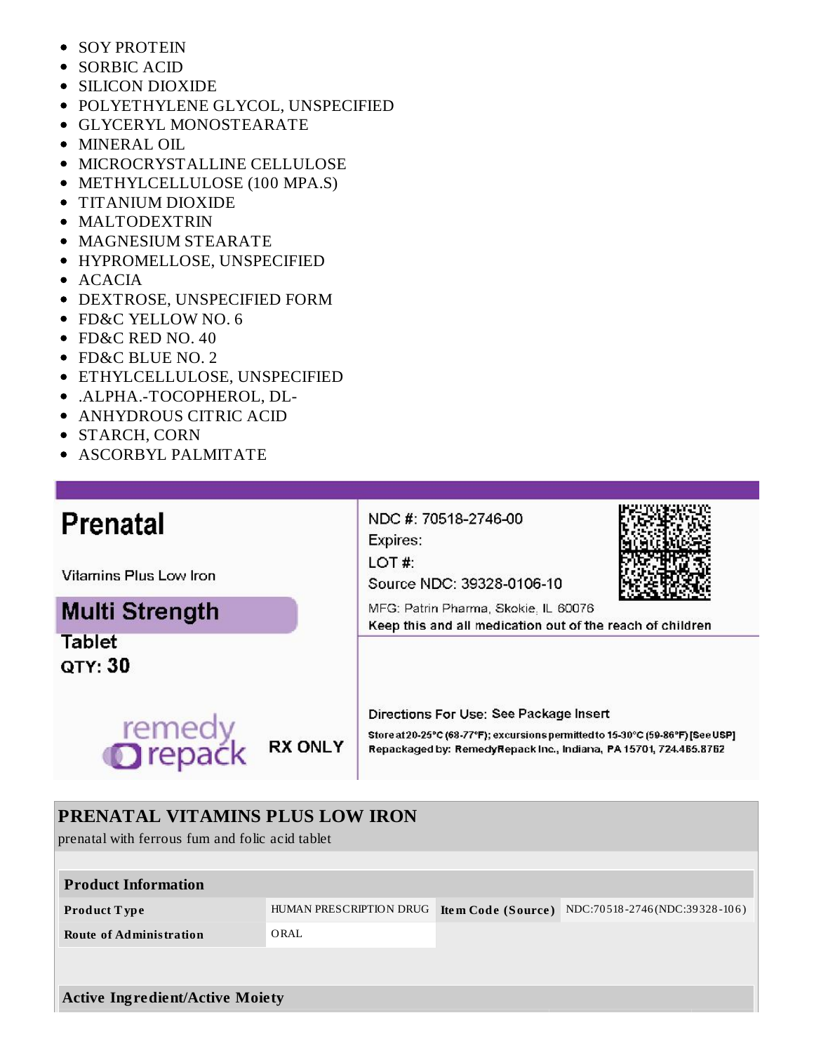- SOY PROTEIN
- SORBIC ACID
- SILICON DIOXIDE
- POLYETHYLENE GLYCOL, UNSPECIFIED
- GLYCERYL MONOSTEARATE
- MINERAL OIL
- MICROCRYSTALLINE CELLULOSE
- METHYLCELLULOSE (100 MPA.S)
- TITANIUM DIOXIDE
- MALTODEXTRIN
- MAGNESIUM STEARATE
- HYPROMELLOSE, UNSPECIFIED
- ACACIA
- DEXTROSE, UNSPECIFIED FORM
- FD&C YELLOW NO. 6
- FD&C RED NO. 40
- FD&C BLUE NO. 2
- ETHYLCELLULOSE, UNSPECIFIED
- .ALPHA.-TOCOPHEROL, DL-
- ANHYDROUS CITRIC ACID
- STARCH, CORN
- ASCORBYL PALMITATE

**Prenatal**

Vitamins Plus Low Iron

**Multi Strength**

**Tablet**

**QTY: 30**

remedy repack

**RX ONLY**

NDC #: 70518-2746-00
Expires:
LOT #:
Source NDC: 39328-0106-10

MFG: Patrin Pharma, Skokie, IL 60076

**Keep this and all medication out of the reach of children**

Directions For Use: See Package Insert

Store at 20-25°C (68-77°F); excursions permitted to 15-30°C (59-86°F) [See USP]
Repackaged by: RemedyRepack Inc., Indiana, PA 15701, 724.465.8762

## PRENATAL VITAMINS PLUS LOW IRON

prenatal with ferrous fum and folic acid tablet

| Product Information | | | |
|---|---|---|---|
| **Product Type** | HUMAN PRESCRIPTION DRUG | **Item Code (Source)** | NDC:70518-2746(NDC:39328-106) |
| **Route of Administration** | ORAL | | |

**Active Ingredient/Active Moiety**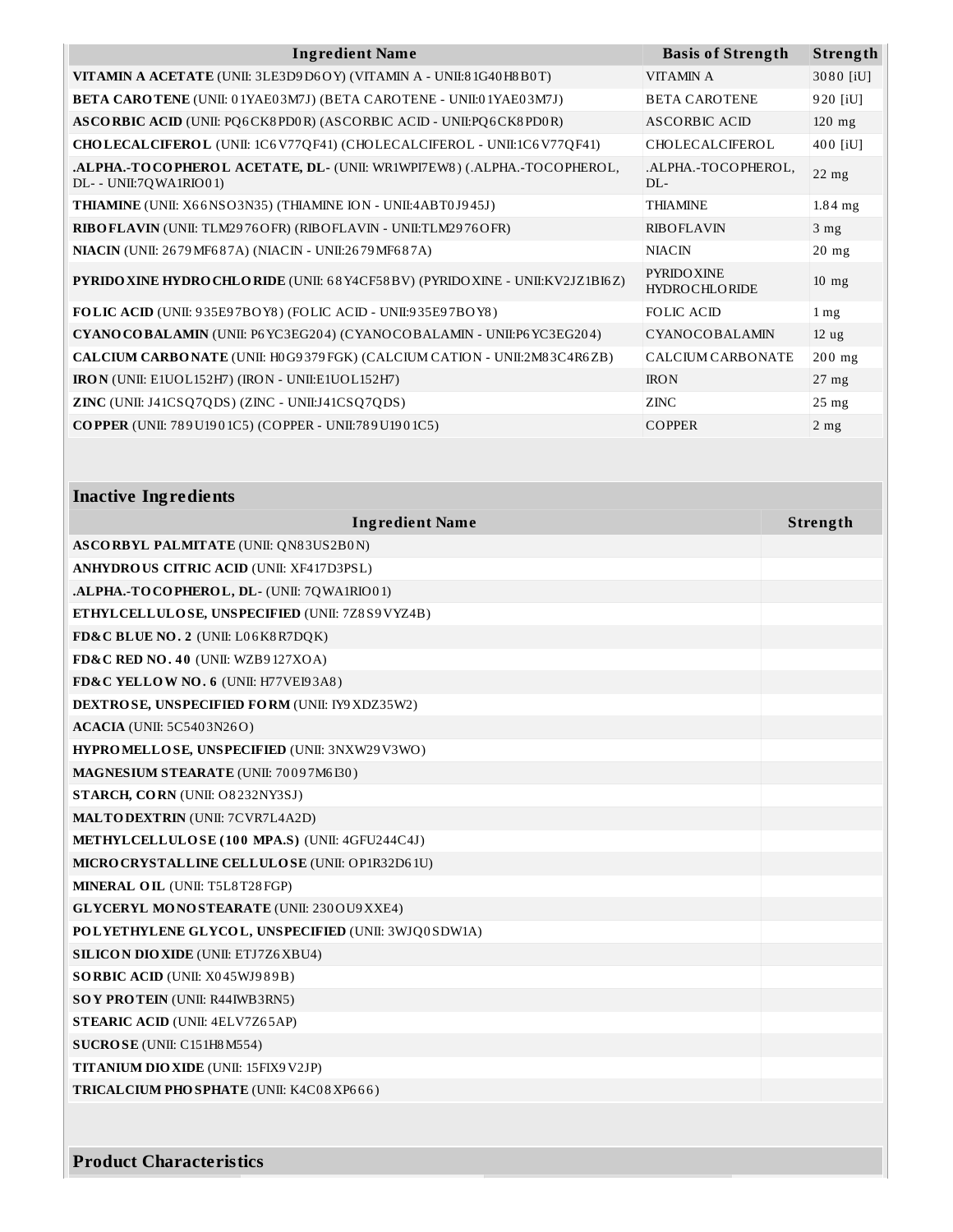| Ingredient Name | Basis of Strength | Strength |
|---|---|---|
| **VITAMIN A ACETATE** (UNII: 3LE3D9D6OY) (VITAMIN A - UNII:81G40H8B0T) | VITAMIN A | 3080 [iU] |
| **BETA CAROTENE** (UNII: 01YAE03M7J) (BETA CAROTENE - UNII:01YAE03M7J) | BETA CAROTENE | 920 [iU] |
| **ASCORBIC ACID** (UNII: PQ6CK8PD0R) (ASCORBIC ACID - UNII:PQ6CK8PD0R) | ASCORBIC ACID | 120 mg |
| **CHOLECALCIFEROL** (UNII: 1C6V77QF41) (CHOLECALCIFEROL - UNII:1C6V77QF41) | CHOLECALCIFEROL | 400 [iU] |
| **.ALPHA.-TOCOPHEROL ACETATE, DL-** (UNII: WR1WPI7EW8) (.ALPHA.-TOCOPHEROL, DL- - UNII:7QWA1RIO01) | .ALPHA.-TOCOPHEROL, DL- | 22 mg |
| **THIAMINE** (UNII: X66NSO3N35) (THIAMINE ION - UNII:4ABT0J945J) | THIAMINE | 1.84 mg |
| **RIBOFLAVIN** (UNII: TLM2976OFR) (RIBOFLAVIN - UNII:TLM2976OFR) | RIBOFLAVIN | 3 mg |
| **NIACIN** (UNII: 2679MF687A) (NIACIN - UNII:2679MF687A) | NIACIN | 20 mg |
| **PYRIDOXINE HYDROCHLORIDE** (UNII: 68Y4CF58BV) (PYRIDOXINE - UNII:KV2JZ1BI6Z) | PYRIDOXINE HYDROCHLORIDE | 10 mg |
| **FOLIC ACID** (UNII: 935E97BOY8) (FOLIC ACID - UNII:935E97BOY8) | FOLIC ACID | 1 mg |
| **CYANOCOBALAMIN** (UNII: P6YC3EG204) (CYANOCOBALAMIN - UNII:P6YC3EG204) | CYANOCOBALAMIN | 12 ug |
| **CALCIUM CARBONATE** (UNII: H0G9379FGK) (CALCIUM CATION - UNII:2M83C4R6ZB) | CALCIUM CARBONATE | 200 mg |
| **IRON** (UNII: E1UOL152H7) (IRON - UNII:E1UOL152H7) | IRON | 27 mg |
| **ZINC** (UNII: J41CSQ7QDS) (ZINC - UNII:J41CSQ7QDS) | ZINC | 25 mg |
| **COPPER** (UNII: 789U1901C5) (COPPER - UNII:789U1901C5) | COPPER | 2 mg |

## Inactive Ingredients

| Ingredient Name | Strength |
|---|---|
| **ASCORBYL PALMITATE** (UNII: QN83US2B0N) | |
| **ANHYDROUS CITRIC ACID** (UNII: XF417D3PSL) | |
| **.ALPHA.-TOCOPHEROL, DL-** (UNII: 7QWA1RIO01) | |
| **ETHYLCELLULOSE, UNSPECIFIED** (UNII: 7Z8S9VYZ4B) | |
| **FD&C BLUE NO. 2** (UNII: L06K8R7DQK) | |
| **FD&C RED NO. 40** (UNII: WZB9127XOA) | |
| **FD&C YELLOW NO. 6** (UNII: H77VEI93A8) | |
| **DEXTROSE, UNSPECIFIED FORM** (UNII: IY9XDZ35W2) | |
| **ACACIA** (UNII: 5C5403N26O) | |
| **HYPROMELLOSE, UNSPECIFIED** (UNII: 3NXW29V3WO) | |
| **MAGNESIUM STEARATE** (UNII: 70097M6I30) | |
| **STARCH, CORN** (UNII: O8232NY3SJ) | |
| **MALTODEXTRIN** (UNII: 7CVR7L4A2D) | |
| **METHYLCELLULOSE (100 MPA.S)** (UNII: 4GFU244C4J) | |
| **MICROCRYSTALLINE CELLULOSE** (UNII: OP1R32D61U) | |
| **MINERAL OIL** (UNII: T5L8T28FGP) | |
| **GLYCERYL MONOSTEARATE** (UNII: 230OU9XXE4) | |
| **POLYETHYLENE GLYCOL, UNSPECIFIED** (UNII: 3WJQ0SDW1A) | |
| **SILICON DIOXIDE** (UNII: ETJ7Z6XBU4) | |
| **SORBIC ACID** (UNII: X045WJ989B) | |
| **SOY PROTEIN** (UNII: R44IWB3RN5) | |
| **STEARIC ACID** (UNII: 4ELV7Z65AP) | |
| **SUCROSE** (UNII: C151H8M554) | |
| **TITANIUM DIOXIDE** (UNII: 15FIX9V2JP) | |
| **TRICALCIUM PHOSPHATE** (UNII: K4C08XP666) | |

## Product Characteristics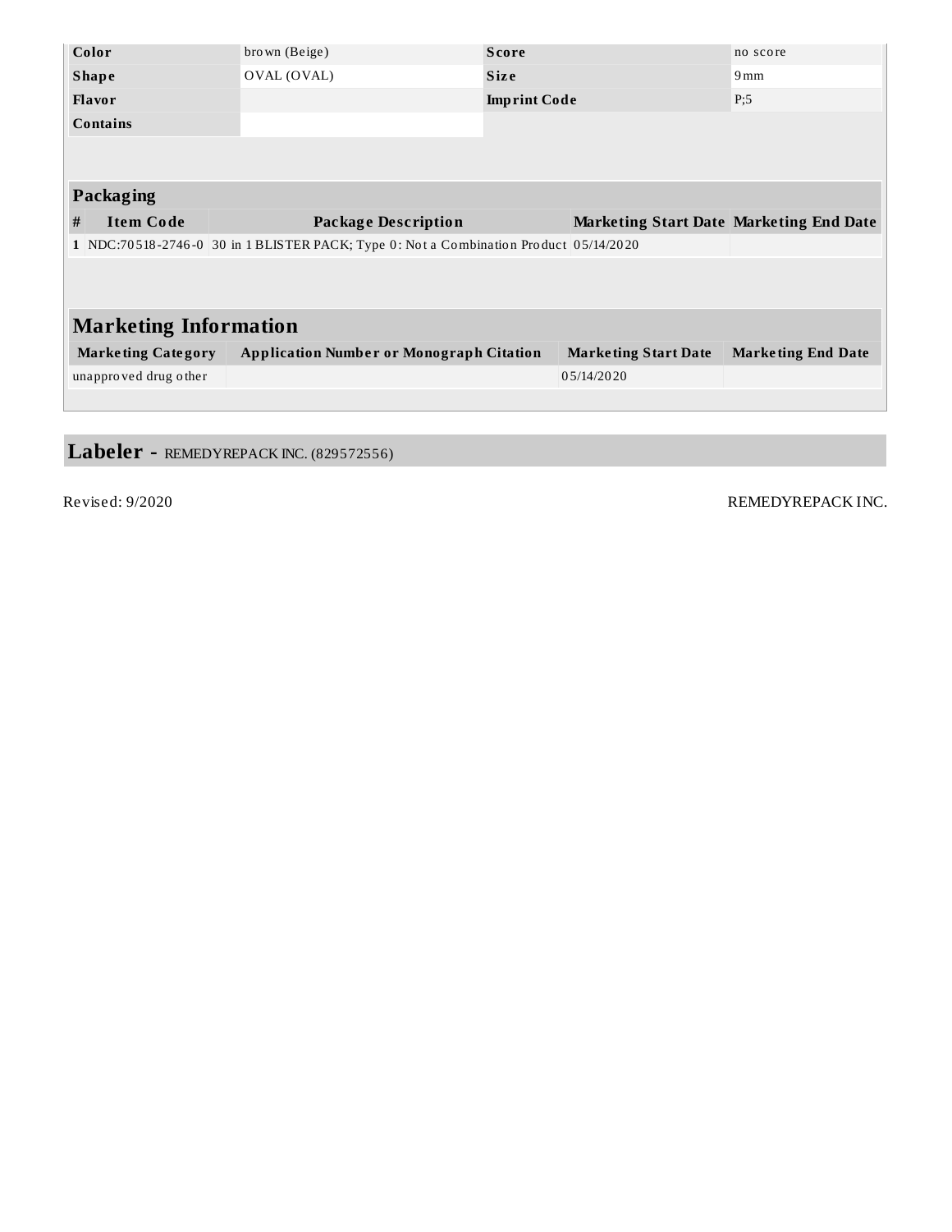| | | | |
|---|---|---|---|
| **Color** | brown (Beige) | **Score** | no score |
| **Shape** | OVAL (OVAL) | **Size** | 9mm |
| **Flavor** | | **Imprint Code** | P;5 |
| **Contains** | | | |

### Packaging

| # | Item Code | Package Description | Marketing Start Date | Marketing End Date |
|---|---|---|---|---|
| 1 | NDC:70518-2746-0 | 30 in 1 BLISTER PACK; Type 0: Not a Combination Product | 05/14/2020 | |

### Marketing Information

| Marketing Category | Application Number or Monograph Citation | Marketing Start Date | Marketing End Date |
|---|---|---|---|
| unapproved drug other | | 05/14/2020 | |

## Labeler - REMEDYREPACK INC. (829572556)

Revised: 9/2020 REMEDYREPACK INC.